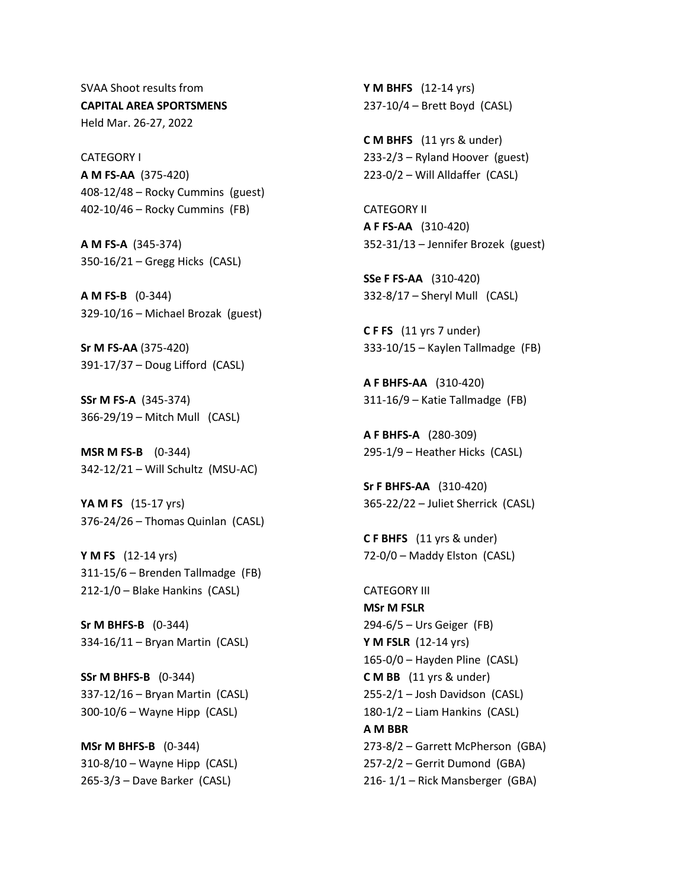SVAA Shoot results from
**CAPITAL AREA SPORTSMENS**
Held Mar. 26-27, 2022

CATEGORY I

**A M FS-AA** (375-420)
408-12/48 – Rocky Cummins (guest)
402-10/46 – Rocky Cummins (FB)

**A M FS-A** (345-374)
350-16/21 – Gregg Hicks (CASL)

**A M FS-B** (0-344)
329-10/16 – Michael Brozak (guest)

**Sr M FS-AA** (375-420)
391-17/37 – Doug Lifford (CASL)

**SSr M FS-A** (345-374)
366-29/19 – Mitch Mull (CASL)

**MSR M FS-B** (0-344)
342-12/21 – Will Schultz (MSU-AC)

**YA M FS** (15-17 yrs)
376-24/26 – Thomas Quinlan (CASL)

**Y M FS** (12-14 yrs)
311-15/6 – Brenden Tallmadge (FB)
212-1/0 – Blake Hankins (CASL)

**Sr M BHFS-B** (0-344)
334-16/11 – Bryan Martin (CASL)

**SSr M BHFS-B** (0-344)
337-12/16 – Bryan Martin (CASL)
300-10/6 – Wayne Hipp (CASL)

**MSr M BHFS-B** (0-344)
310-8/10 – Wayne Hipp (CASL)
265-3/3 – Dave Barker (CASL)

**Y M BHFS** (12-14 yrs)
237-10/4 – Brett Boyd (CASL)

**C M BHFS** (11 yrs & under)
233-2/3 – Ryland Hoover (guest)
223-0/2 – Will Alldaffer (CASL)

CATEGORY II

**A F FS-AA** (310-420)
352-31/13 – Jennifer Brozek (guest)

**SSe F FS-AA** (310-420)
332-8/17 – Sheryl Mull (CASL)

**C F FS** (11 yrs 7 under)
333-10/15 – Kaylen Tallmadge (FB)

**A F BHFS-AA** (310-420)
311-16/9 – Katie Tallmadge (FB)

**A F BHFS-A** (280-309)
295-1/9 – Heather Hicks (CASL)

**Sr F BHFS-AA** (310-420)
365-22/22 – Juliet Sherrick (CASL)

**C F BHFS** (11 yrs & under)
72-0/0 – Maddy Elston (CASL)

CATEGORY III

**MSr M FSLR**
294-6/5 – Urs Geiger (FB)

**Y M FSLR** (12-14 yrs)
165-0/0 – Hayden Pline (CASL)

**C M BB** (11 yrs & under)
255-2/1 – Josh Davidson (CASL)
180-1/2 – Liam Hankins (CASL)

**A M BBR**
273-8/2 – Garrett McPherson (GBA)
257-2/2 – Gerrit Dumond (GBA)
216- 1/1 – Rick Mansberger (GBA)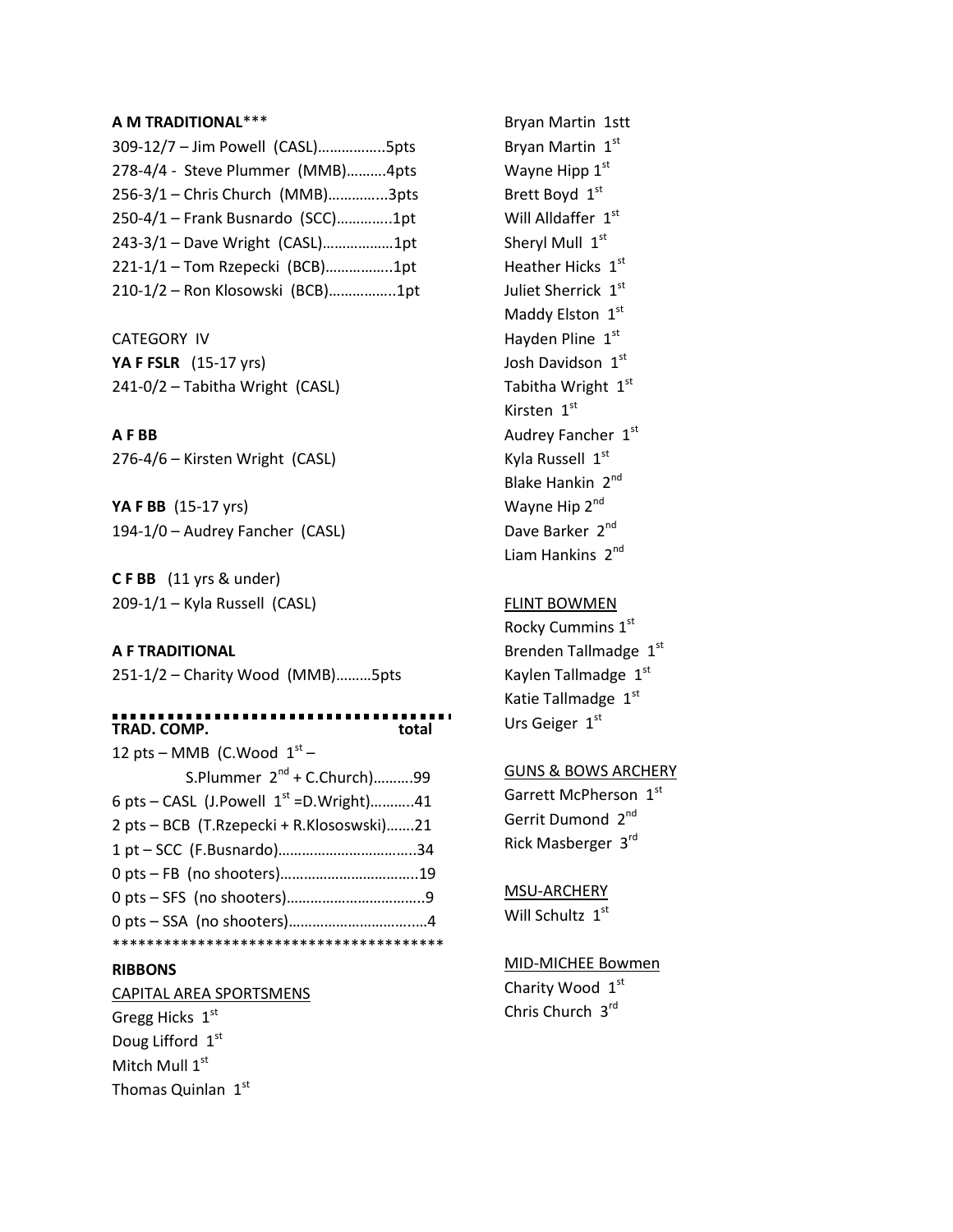**A M TRADITIONAL*****

309-12/7 – Jim Powell (CASL)……………..5pts
278-4/4 - Steve Plummer (MMB)……….4pts
256-3/1 – Chris Church (MMB)…………..3pts
250-4/1 – Frank Busnardo (SCC)………….1pt
243-3/1 – Dave Wright (CASL)………………1pt
221-1/1 – Tom Rzepecki (BCB)……………..1pt
210-1/2 – Ron Klosowski (BCB)……………..1pt

CATEGORY IV

**YA F FSLR** (15-17 yrs)
241-0/2 – Tabitha Wright (CASL)

**A F BB**
276-4/6 – Kirsten Wright (CASL)

**YA F BB** (15-17 yrs)
194-1/0 – Audrey Fancher (CASL)

**C F BB** (11 yrs & under)
209-1/1 – Kyla Russell (CASL)

**A F TRADITIONAL**
251-1/2 – Charity Wood (MMB)………5pts

**TRAD. COMP.** **total**

12 pts – MMB (C.Wood 1st – S.Plummer 2nd + C.Church)……….99
6 pts – CASL (J.Powell 1st =D.Wright)………..41
2 pts – BCB (T.Rzepecki + R.Klososwski)…….21
1 pt – SCC (F.Busnardo)……………………………..34
0 pts – FB (no shooters)……………………………..19
0 pts – SFS (no shooters)……………………………..9
0 pts – SSA (no shooters)……………………………..4

****************************************

**RIBBONS**

CAPITAL AREA SPORTSMENS

Gregg Hicks 1st
Doug Lifford 1st
Mitch Mull 1st
Thomas Quinlan 1st
Bryan Martin 1stt
Bryan Martin 1st
Wayne Hipp 1st
Brett Boyd 1st
Will Alldaffer 1st
Sheryl Mull 1st
Heather Hicks 1st
Juliet Sherrick 1st
Maddy Elston 1st
Hayden Pline 1st
Josh Davidson 1st
Tabitha Wright 1st
Kirsten 1st
Audrey Fancher 1st
Kyla Russell 1st
Blake Hankin 2nd
Wayne Hip 2nd
Dave Barker 2nd
Liam Hankins 2nd

FLINT BOWMEN

Rocky Cummins 1st
Brenden Tallmadge 1st
Kaylen Tallmadge 1st
Katie Tallmadge 1st
Urs Geiger 1st

GUNS & BOWS ARCHERY

Garrett McPherson 1st
Gerrit Dumond 2nd
Rick Masberger 3rd

MSU-ARCHERY

Will Schultz 1st

MID-MICHEE Bowmen

Charity Wood 1st
Chris Church 3rd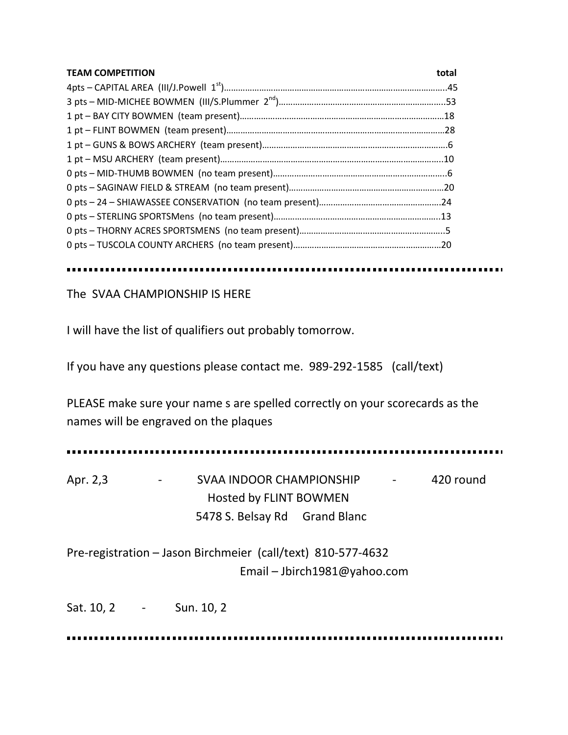**TEAM COMPETITION** **total**

4pts – CAPITAL AREA (III/J.Powell 1st)……………………………………………………………………………………..45
3 pts – MID-MICHEE BOWMEN (III/S.Plummer 2nd)……………………………………………………………..53
1 pt – BAY CITY BOWMEN (team present)……………………………………………………………………………18
1 pt – FLINT BOWMEN (team present)…………………………………………………………………………………28
1 pt – GUNS & BOWS ARCHERY (team present)……………………………………………………………………6
1 pt – MSU ARCHERY (team present)…………………………………………………………………………………..10
0 pts – MID-THUMB BOWMEN (no team present)………………………………………………………………..6
0 pts – SAGINAW FIELD & STREAM (no team present)…………………………………………………………20
0 pts – 24 – SHIAWASSEE CONSERVATION (no team present)……………………………………………24
0 pts – STERLING SPORTSMens (no team present)……………………………………………………………..13
0 pts – THORNY ACRES SPORTSMENS (no team present)……………………………………………………..5
0 pts – TUSCOLA COUNTY ARCHERS (no team present)………………………………………………………20

---

The SVAA CHAMPIONSHIP IS HERE

I will have the list of qualifiers out probably tomorrow.

If you have any questions please contact me. 989-292-1585 (call/text)

PLEASE make sure your name s are spelled correctly on your scorecards as the names will be engraved on the plaques

---

Apr. 2,3 - SVAA INDOOR CHAMPIONSHIP - 420 round

Hosted by FLINT BOWMEN

5478 S. Belsay Rd Grand Blanc

Pre-registration – Jason Birchmeier (call/text) 810-577-4632

Email – Jbirch1981@yahoo.com

Sat. 10, 2 - Sun. 10, 2

---